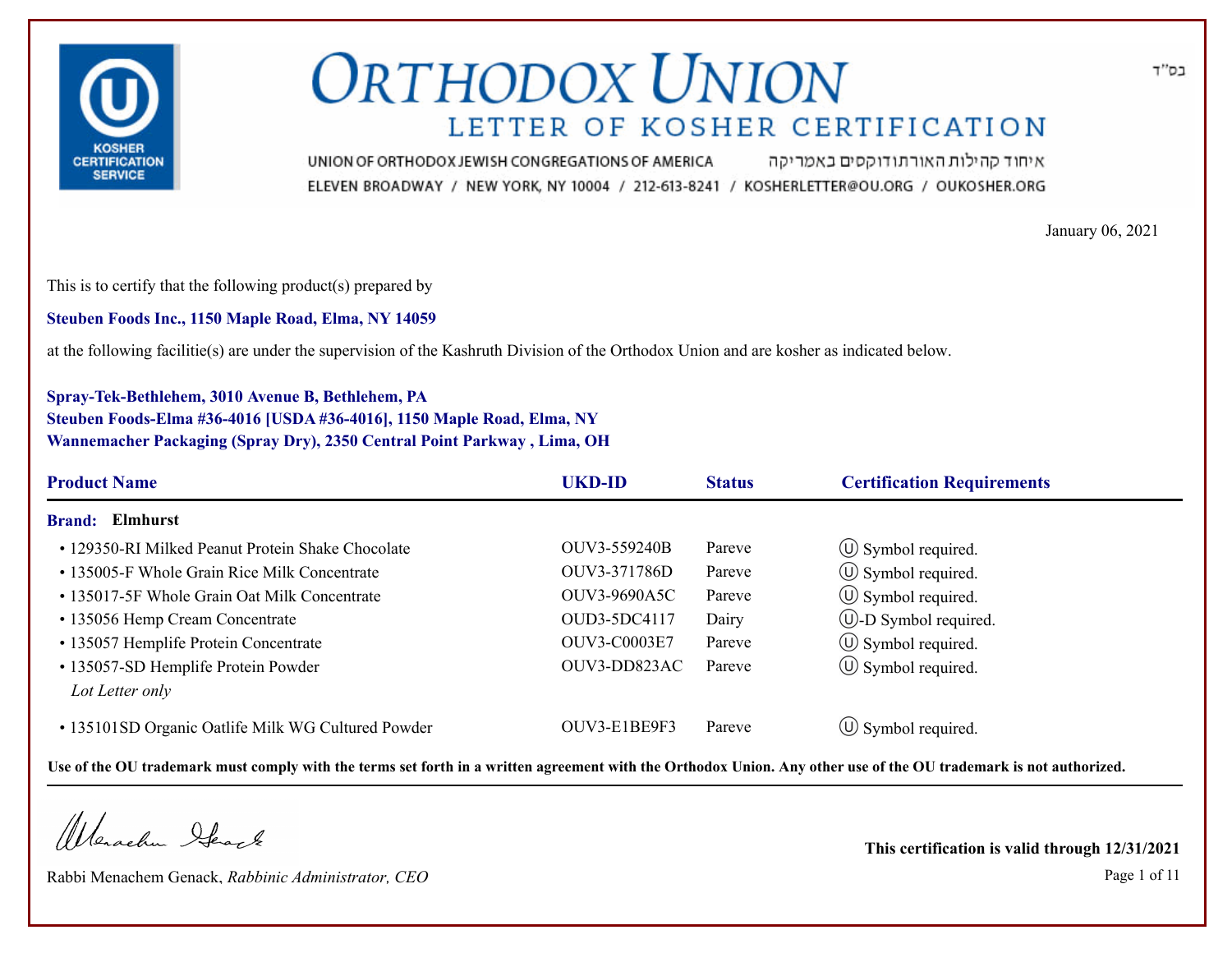בס"ד

# ORTHODOX UNION

## LETTER OF KOSHER CERTIFICATION

UNION OF ORTHODOX JEWISH CONGREGATIONS OF AMERICA איחוד קהילות האורתודוקסים באמריקה

ELEVEN BROADWAY / NEW YORK, NY 10004 / 212-613-8241 / KOSHERLETTER@OU.ORG / OUKOSHER.ORG

January 06, 2021

This is to certify that the following product(s) prepared by

**Steuben Foods Inc., 1150 Maple Road, Elma, NY 14059**

at the following facilitie(s) are under the supervision of the Kashruth Division of the Orthodox Union and are kosher as indicated below.

**Spray-Tek-Bethlehem, 3010 Avenue B, Bethlehem, PA**
**Steuben Foods-Elma #36-4016 [USDA #36-4016], 1150 Maple Road, Elma, NY**
**Wannemacher Packaging (Spray Dry), 2350 Central Point Parkway , Lima, OH**

| Product Name | UKD-ID | Status | Certification Requirements |
|---|---|---|---|
| **Brand: Elmhurst** | | | |
| • 129350-RI Milked Peanut Protein Shake Chocolate | OUV3-559240B | Pareve | Ⓤ Symbol required. |
| • 135005-F Whole Grain Rice Milk Concentrate | OUV3-371786D | Pareve | Ⓤ Symbol required. |
| • 135017-5F Whole Grain Oat Milk Concentrate | OUV3-9690A5C | Pareve | Ⓤ Symbol required. |
| • 135056 Hemp Cream Concentrate | OUD3-5DC4117 | Dairy | Ⓤ-D Symbol required. |
| • 135057 Hemplife Protein Concentrate | OUV3-C0003E7 | Pareve | Ⓤ Symbol required. |
| • 135057-SD Hemplife Protein Powder *Lot Letter only* | OUV3-DD823AC | Pareve | Ⓤ Symbol required. |
| • 135101SD Organic Oatlife Milk WG Cultured Powder | OUV3-E1BE9F3 | Pareve | Ⓤ Symbol required. |

**Use of the OU trademark must comply with the terms set forth in a written agreement with the Orthodox Union. Any other use of the OU trademark is not authorized.**

Rabbi Menachem Genack, *Rabbinic Administrator, CEO*

**This certification is valid through 12/31/2021**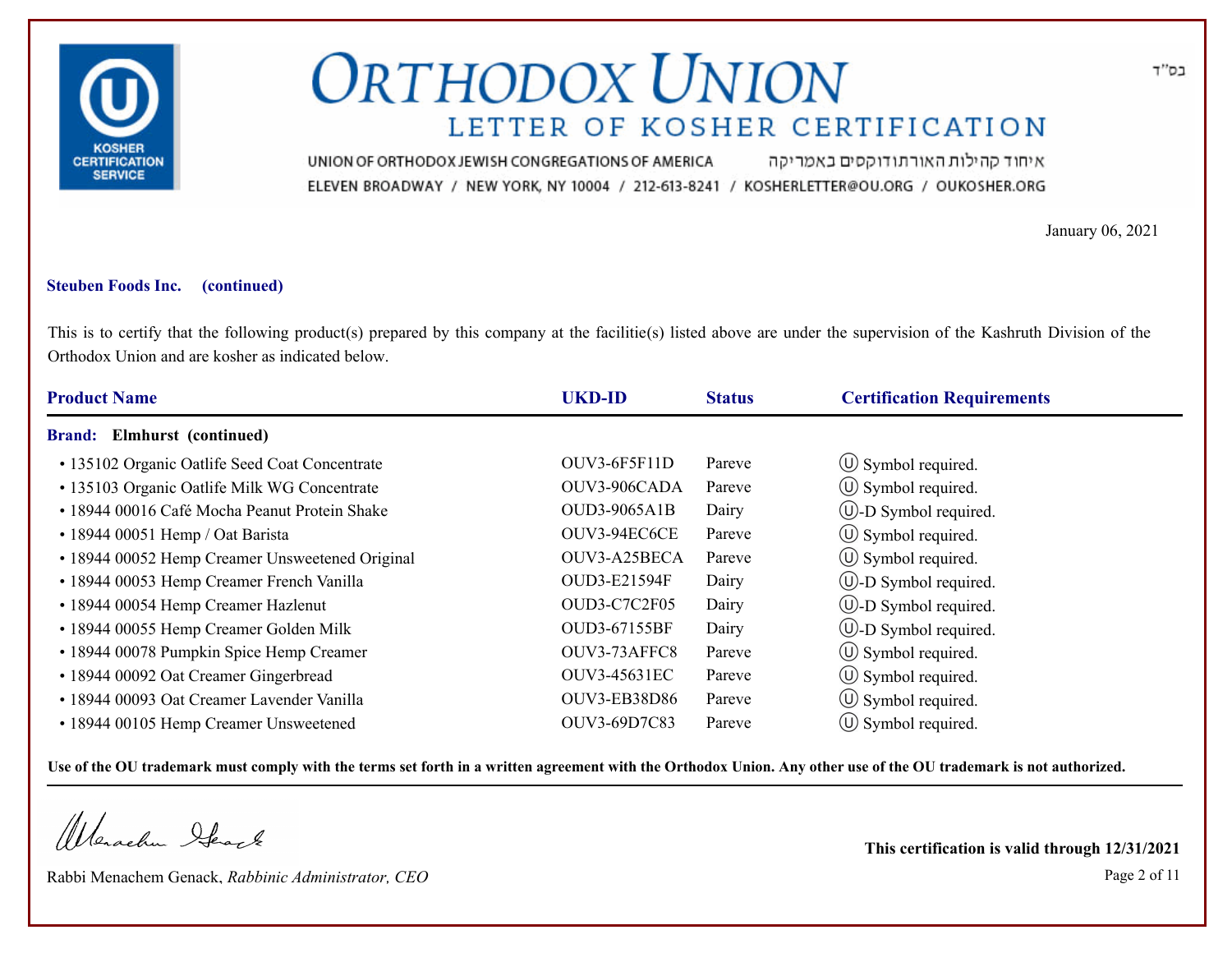# ORTHODOX UNION

## LETTER OF KOSHER CERTIFICATION

UNION OF ORTHODOX JEWISH CONGREGATIONS OF AMERICA איחוד קהילות האורתודוקסים באמריקה
ELEVEN BROADWAY / NEW YORK, NY 10004 / 212-613-8241 / KOSHERLETTER@OU.ORG / OUKOSHER.ORG

בס"ד

January 06, 2021

**Steuben Foods Inc. (continued)**

This is to certify that the following product(s) prepared by this company at the facilitie(s) listed above are under the supervision of the Kashruth Division of the Orthodox Union and are kosher as indicated below.

| Product Name | UKD-ID | Status | Certification Requirements |
|---|---|---|---|
| **Brand: Elmhurst (continued)** | | | |
| • 135102 Organic Oatlife Seed Coat Concentrate | OUV3-6F5F11D | Pareve | Ⓤ Symbol required. |
| • 135103 Organic Oatlife Milk WG Concentrate | OUV3-906CADA | Pareve | Ⓤ Symbol required. |
| • 18944 00016 Café Mocha Peanut Protein Shake | OUD3-9065A1B | Dairy | Ⓤ-D Symbol required. |
| • 18944 00051 Hemp / Oat Barista | OUV3-94EC6CE | Pareve | Ⓤ Symbol required. |
| • 18944 00052 Hemp Creamer Unsweetened Original | OUV3-A25BECA | Pareve | Ⓤ Symbol required. |
| • 18944 00053 Hemp Creamer French Vanilla | OUD3-E21594F | Dairy | Ⓤ-D Symbol required. |
| • 18944 00054 Hemp Creamer Hazlenut | OUD3-C7C2F05 | Dairy | Ⓤ-D Symbol required. |
| • 18944 00055 Hemp Creamer Golden Milk | OUD3-67155BF | Dairy | Ⓤ-D Symbol required. |
| • 18944 00078 Pumpkin Spice Hemp Creamer | OUV3-73AFFC8 | Pareve | Ⓤ Symbol required. |
| • 18944 00092 Oat Creamer Gingerbread | OUV3-45631EC | Pareve | Ⓤ Symbol required. |
| • 18944 00093 Oat Creamer Lavender Vanilla | OUV3-EB38D86 | Pareve | Ⓤ Symbol required. |
| • 18944 00105 Hemp Creamer Unsweetened | OUV3-69D7C83 | Pareve | Ⓤ Symbol required. |

**Use of the OU trademark must comply with the terms set forth in a written agreement with the Orthodox Union. Any other use of the OU trademark is not authorized.**

Rabbi Menachem Genack, *Rabbinic Administrator, CEO*

**This certification is valid through 12/31/2021**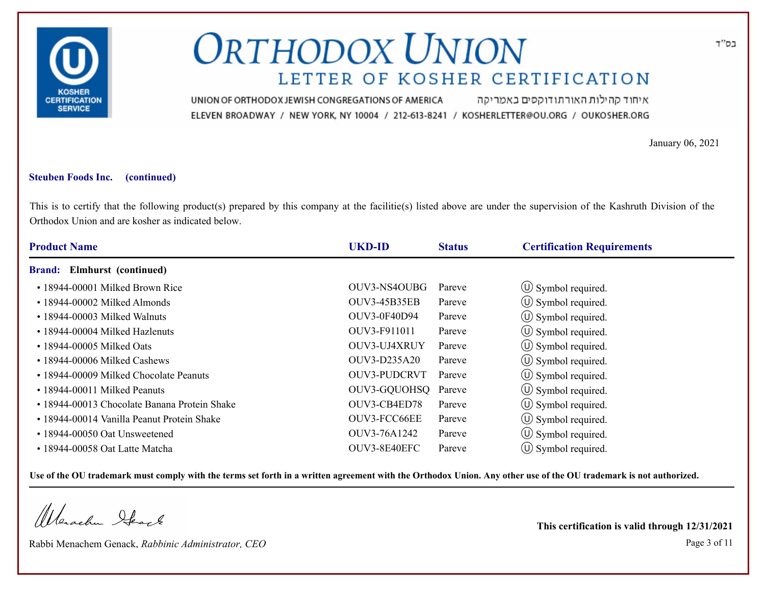# ORTHODOX UNION

## LETTER OF KOSHER CERTIFICATION

UNION OF ORTHODOX JEWISH CONGREGATIONS OF AMERICA איחוד קהילות האורתודוקסים באמריקה

ELEVEN BROADWAY / NEW YORK, NY 10004 / 212-613-8241 / KOSHERLETTER@OU.ORG / OUKOSHER.ORG

בס"ד

January 06, 2021

**Steuben Foods Inc. (continued)**

This is to certify that the following product(s) prepared by this company at the facilitie(s) listed above are under the supervision of the Kashruth Division of the Orthodox Union and are kosher as indicated below.

| Product Name | UKD-ID | Status | Certification Requirements |
|---|---|---|---|
| **Brand: Elmhurst (continued)** | | | |
| • 18944-00001 Milked Brown Rice | OUV3-NS4OUBG | Pareve | Ⓤ Symbol required. |
| • 18944-00002 Milked Almonds | OUV3-45B35EB | Pareve | Ⓤ Symbol required. |
| • 18944-00003 Milked Walnuts | OUV3-0F40D94 | Pareve | Ⓤ Symbol required. |
| • 18944-00004 Milked Hazlenuts | OUV3-F911011 | Pareve | Ⓤ Symbol required. |
| • 18944-00005 Milked Oats | OUV3-UJ4XRUY | Pareve | Ⓤ Symbol required. |
| • 18944-00006 Milked Cashews | OUV3-D235A20 | Pareve | Ⓤ Symbol required. |
| • 18944-00009 Milked Chocolate Peanuts | OUV3-PUDCRVT | Pareve | Ⓤ Symbol required. |
| • 18944-00011 Milked Peanuts | OUV3-GQUOHSQ | Pareve | Ⓤ Symbol required. |
| • 18944-00013 Chocolate Banana Protein Shake | OUV3-CB4ED78 | Pareve | Ⓤ Symbol required. |
| • 18944-00014 Vanilla Peanut Protein Shake | OUV3-FCC66EE | Pareve | Ⓤ Symbol required. |
| • 18944-00050 Oat Unsweetened | OUV3-76A1242 | Pareve | Ⓤ Symbol required. |
| • 18944-00058 Oat Latte Matcha | OUV3-8E40EFC | Pareve | Ⓤ Symbol required. |

**Use of the OU trademark must comply with the terms set forth in a written agreement with the Orthodox Union. Any other use of the OU trademark is not authorized.**

Rabbi Menachem Genack, *Rabbinic Administrator, CEO*

**This certification is valid through 12/31/2021**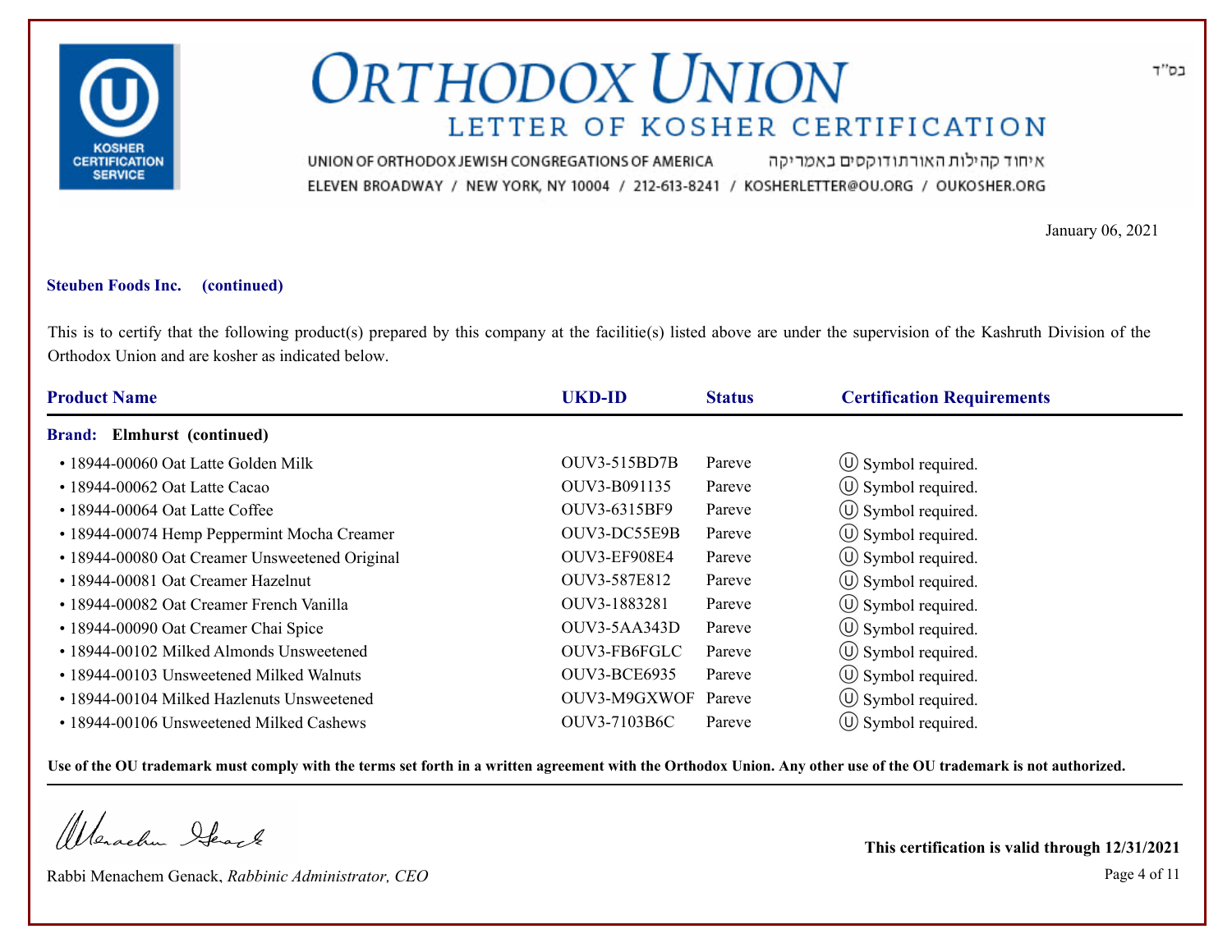# ORTHODOX UNION

## LETTER OF KOSHER CERTIFICATION

UNION OF ORTHODOX JEWISH CONGREGATIONS OF AMERICA איחוד קהילות האורתודוקסים באמריקה

ELEVEN BROADWAY / NEW YORK, NY 10004 / 212-613-8241 / KOSHERLETTER@OU.ORG / OUKOSHER.ORG

בס"ד

January 06, 2021

**Steuben Foods Inc. (continued)**

This is to certify that the following product(s) prepared by this company at the facilitie(s) listed above are under the supervision of the Kashruth Division of the Orthodox Union and are kosher as indicated below.

| Product Name | UKD-ID | Status | Certification Requirements |
|---|---|---|---|
| **Brand: Elmhurst (continued)** | | | |
| • 18944-00060 Oat Latte Golden Milk | OUV3-515BD7B | Pareve | Ⓤ Symbol required. |
| • 18944-00062 Oat Latte Cacao | OUV3-B091135 | Pareve | Ⓤ Symbol required. |
| • 18944-00064 Oat Latte Coffee | OUV3-6315BF9 | Pareve | Ⓤ Symbol required. |
| • 18944-00074 Hemp Peppermint Mocha Creamer | OUV3-DC55E9B | Pareve | Ⓤ Symbol required. |
| • 18944-00080 Oat Creamer Unsweetened Original | OUV3-EF908E4 | Pareve | Ⓤ Symbol required. |
| • 18944-00081 Oat Creamer Hazelnut | OUV3-587E812 | Pareve | Ⓤ Symbol required. |
| • 18944-00082 Oat Creamer French Vanilla | OUV3-1883281 | Pareve | Ⓤ Symbol required. |
| • 18944-00090 Oat Creamer Chai Spice | OUV3-5AA343D | Pareve | Ⓤ Symbol required. |
| • 18944-00102 Milked Almonds Unsweetened | OUV3-FB6FGLC | Pareve | Ⓤ Symbol required. |
| • 18944-00103 Unsweetened Milked Walnuts | OUV3-BCE6935 | Pareve | Ⓤ Symbol required. |
| • 18944-00104 Milked Hazlenuts Unsweetened | OUV3-M9GXWOF | Pareve | Ⓤ Symbol required. |
| • 18944-00106 Unsweetened Milked Cashews | OUV3-7103B6C | Pareve | Ⓤ Symbol required. |

**Use of the OU trademark must comply with the terms set forth in a written agreement with the Orthodox Union. Any other use of the OU trademark is not authorized.**

Rabbi Menachem Genack, *Rabbinic Administrator, CEO*

**This certification is valid through 12/31/2021**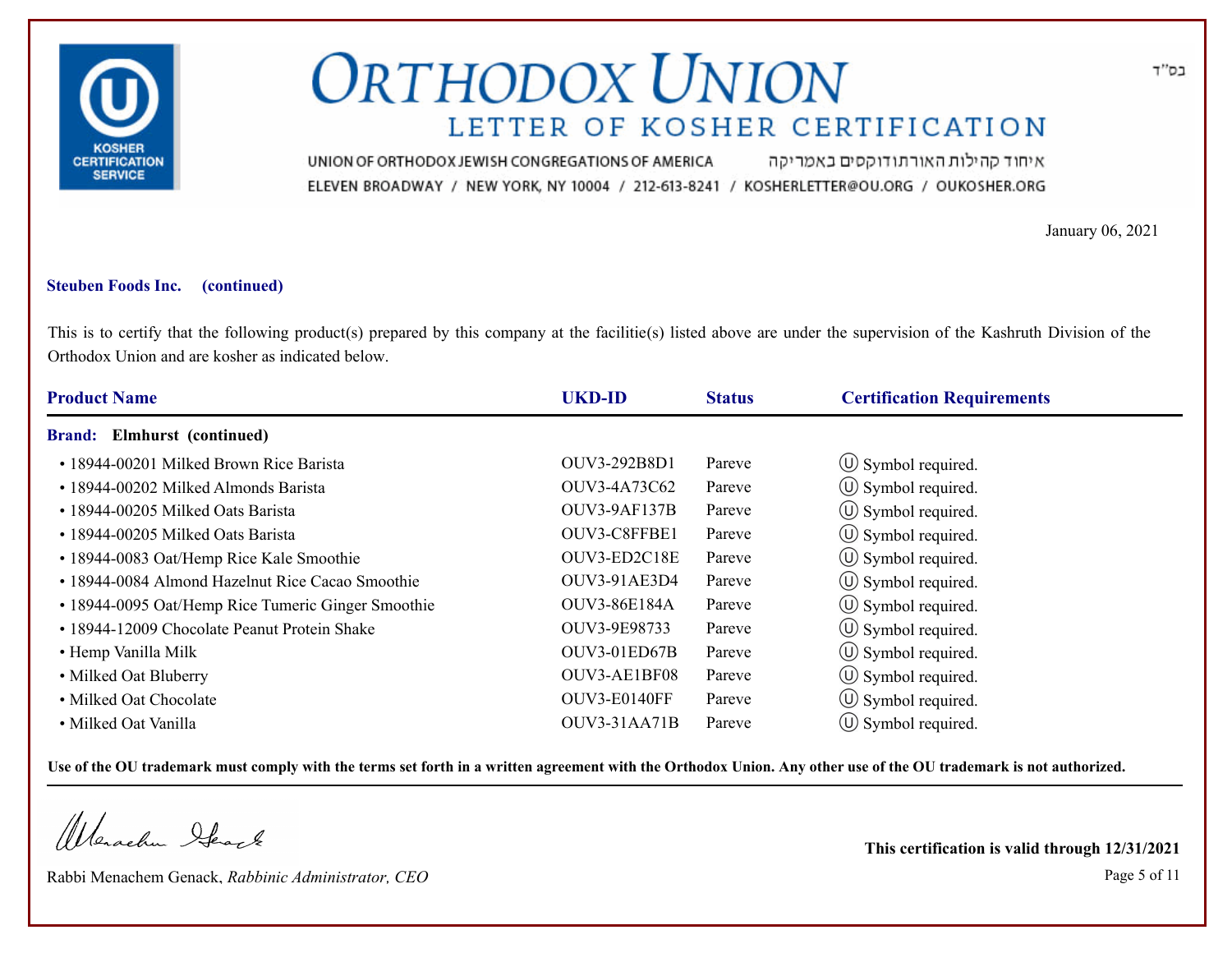בס"ד

# ORTHODOX UNION

## LETTER OF KOSHER CERTIFICATION

UNION OF ORTHODOX JEWISH CONGREGATIONS OF AMERICA איחוד קהילות האורתודוקסים באמריקה

ELEVEN BROADWAY / NEW YORK, NY 10004 / 212-613-8241 / KOSHERLETTER@OU.ORG / OUKOSHER.ORG

January 06, 2021

**Steuben Foods Inc. (continued)**

This is to certify that the following product(s) prepared by this company at the facilitie(s) listed above are under the supervision of the Kashruth Division of the Orthodox Union and are kosher as indicated below.

| Product Name | UKD-ID | Status | Certification Requirements |
|---|---|---|---|
| **Brand: Elmhurst (continued)** | | | |
| • 18944-00201 Milked Brown Rice Barista | OUV3-292B8D1 | Pareve | Ⓤ Symbol required. |
| • 18944-00202 Milked Almonds Barista | OUV3-4A73C62 | Pareve | Ⓤ Symbol required. |
| • 18944-00205 Milked Oats Barista | OUV3-9AF137B | Pareve | Ⓤ Symbol required. |
| • 18944-00205 Milked Oats Barista | OUV3-C8FFBE1 | Pareve | Ⓤ Symbol required. |
| • 18944-0083 Oat/Hemp Rice Kale Smoothie | OUV3-ED2C18E | Pareve | Ⓤ Symbol required. |
| • 18944-0084 Almond Hazelnut Rice Cacao Smoothie | OUV3-91AE3D4 | Pareve | Ⓤ Symbol required. |
| • 18944-0095 Oat/Hemp Rice Tumeric Ginger Smoothie | OUV3-86E184A | Pareve | Ⓤ Symbol required. |
| • 18944-12009 Chocolate Peanut Protein Shake | OUV3-9E98733 | Pareve | Ⓤ Symbol required. |
| • Hemp Vanilla Milk | OUV3-01ED67B | Pareve | Ⓤ Symbol required. |
| • Milked Oat Bluberry | OUV3-AE1BF08 | Pareve | Ⓤ Symbol required. |
| • Milked Oat Chocolate | OUV3-E0140FF | Pareve | Ⓤ Symbol required. |
| • Milked Oat Vanilla | OUV3-31AA71B | Pareve | Ⓤ Symbol required. |

**Use of the OU trademark must comply with the terms set forth in a written agreement with the Orthodox Union. Any other use of the OU trademark is not authorized.**

Rabbi Menachem Genack, *Rabbinic Administrator, CEO*

**This certification is valid through 12/31/2021**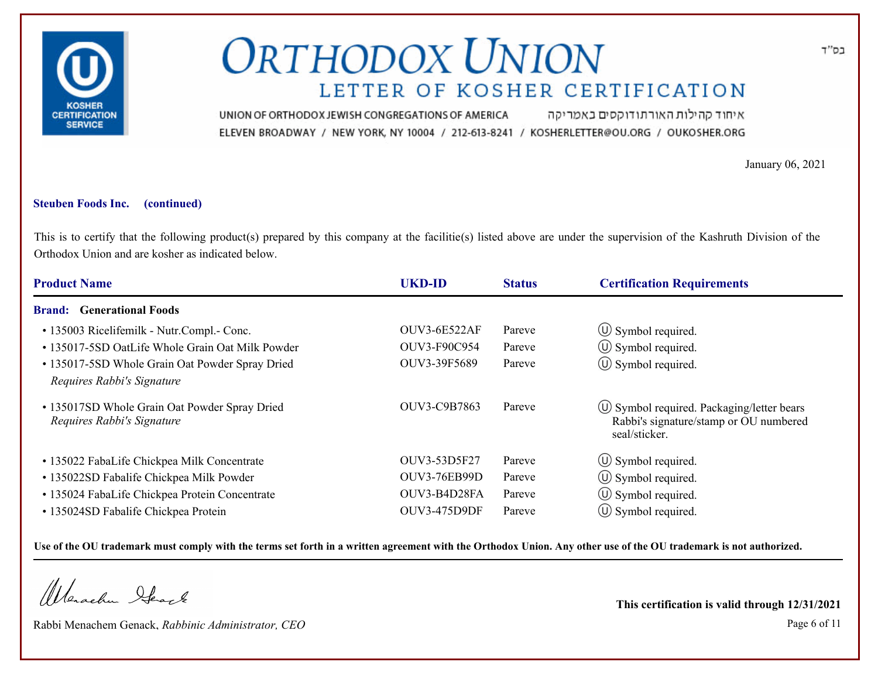בס"ד

# ORTHODOX UNION

## LETTER OF KOSHER CERTIFICATION

UNION OF ORTHODOX JEWISH CONGREGATIONS OF AMERICA איחוד קהילות האורתודוקסים באמריקה

ELEVEN BROADWAY / NEW YORK, NY 10004 / 212-613-8241 / KOSHERLETTER@OU.ORG / OUKOSHER.ORG

January 06, 2021

**Steuben Foods Inc. (continued)**

This is to certify that the following product(s) prepared by this company at the facilitie(s) listed above are under the supervision of the Kashruth Division of the Orthodox Union and are kosher as indicated below.

| Product Name | UKD-ID | Status | Certification Requirements |
|---|---|---|---|
| **Brand: Generational Foods** | | | |
| • 135003 Ricelifemilk - Nutr.Compl.- Conc. | OUV3-6E522AF | Pareve | Ⓤ Symbol required. |
| • 135017-5SD OatLife Whole Grain Oat Milk Powder | OUV3-F90C954 | Pareve | Ⓤ Symbol required. |
| • 135017-5SD Whole Grain Oat Powder Spray Dried *Requires Rabbi's Signature* | OUV3-39F5689 | Pareve | Ⓤ Symbol required. |
| • 135017SD Whole Grain Oat Powder Spray Dried *Requires Rabbi's Signature* | OUV3-C9B7863 | Pareve | Ⓤ Symbol required. Packaging/letter bears Rabbi's signature/stamp or OU numbered seal/sticker. |
| • 135022 FabaLife Chickpea Milk Concentrate | OUV3-53D5F27 | Pareve | Ⓤ Symbol required. |
| • 135022SD Fabalife Chickpea Milk Powder | OUV3-76EB99D | Pareve | Ⓤ Symbol required. |
| • 135024 FabaLife Chickpea Protein Concentrate | OUV3-B4D28FA | Pareve | Ⓤ Symbol required. |
| • 135024SD Fabalife Chickpea Protein | OUV3-475D9DF | Pareve | Ⓤ Symbol required. |

**Use of the OU trademark must comply with the terms set forth in a written agreement with the Orthodox Union. Any other use of the OU trademark is not authorized.**

Rabbi Menachem Genack, *Rabbinic Administrator, CEO*

**This certification is valid through 12/31/2021**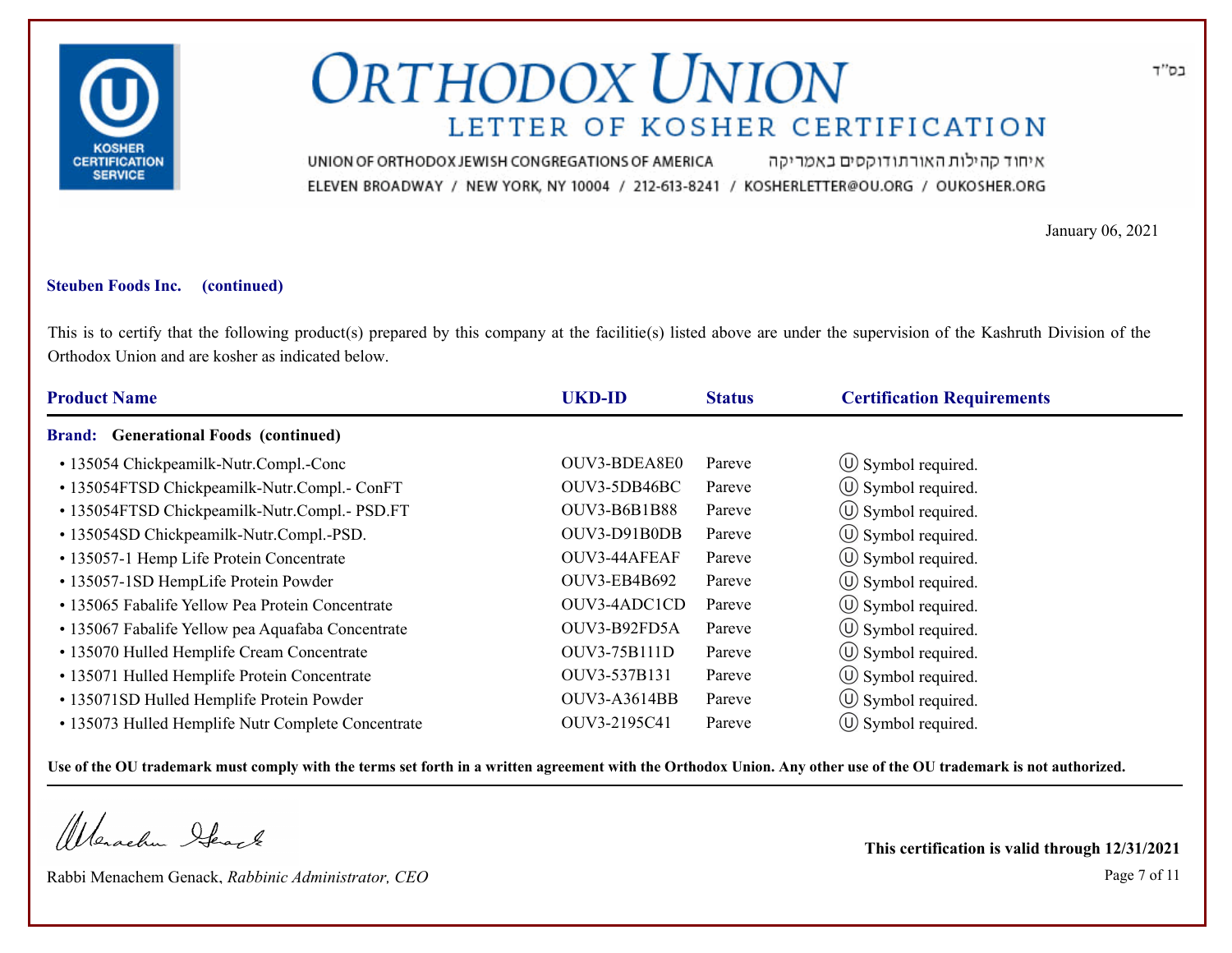# ORTHODOX UNION

## LETTER OF KOSHER CERTIFICATION

UNION OF ORTHODOX JEWISH CONGREGATIONS OF AMERICA איחוד קהילות האורתודוקסים באמריקה

ELEVEN BROADWAY / NEW YORK, NY 10004 / 212-613-8241 / KOSHERLETTER@OU.ORG / OUKOSHER.ORG

בס"ד

January 06, 2021

**Steuben Foods Inc. (continued)**

This is to certify that the following product(s) prepared by this company at the facilitie(s) listed above are under the supervision of the Kashruth Division of the Orthodox Union and are kosher as indicated below.

| Product Name | UKD-ID | Status | Certification Requirements |
|---|---|---|---|
| **Brand: Generational Foods (continued)** | | | |
| • 135054 Chickpeamilk-Nutr.Compl.-Conc | OUV3-BDEA8E0 | Pareve | Ⓤ Symbol required. |
| • 135054FTSD Chickpeamilk-Nutr.Compl.- ConFT | OUV3-5DB46BC | Pareve | Ⓤ Symbol required. |
| • 135054FTSD Chickpeamilk-Nutr.Compl.- PSD.FT | OUV3-B6B1B88 | Pareve | Ⓤ Symbol required. |
| • 135054SD Chickpeamilk-Nutr.Compl.-PSD. | OUV3-D91B0DB | Pareve | Ⓤ Symbol required. |
| • 135057-1 Hemp Life Protein Concentrate | OUV3-44AFEAF | Pareve | Ⓤ Symbol required. |
| • 135057-1SD HempLife Protein Powder | OUV3-EB4B692 | Pareve | Ⓤ Symbol required. |
| • 135065 Fabalife Yellow Pea Protein Concentrate | OUV3-4ADC1CD | Pareve | Ⓤ Symbol required. |
| • 135067 Fabalife Yellow pea Aquafaba Concentrate | OUV3-B92FD5A | Pareve | Ⓤ Symbol required. |
| • 135070 Hulled Hemplife Cream Concentrate | OUV3-75B111D | Pareve | Ⓤ Symbol required. |
| • 135071 Hulled Hemplife Protein Concentrate | OUV3-537B131 | Pareve | Ⓤ Symbol required. |
| • 135071SD Hulled Hemplife Protein Powder | OUV3-A3614BB | Pareve | Ⓤ Symbol required. |
| • 135073 Hulled Hemplife Nutr Complete Concentrate | OUV3-2195C41 | Pareve | Ⓤ Symbol required. |

**Use of the OU trademark must comply with the terms set forth in a written agreement with the Orthodox Union. Any other use of the OU trademark is not authorized.**

Rabbi Menachem Genack, *Rabbinic Administrator, CEO*

**This certification is valid through 12/31/2021**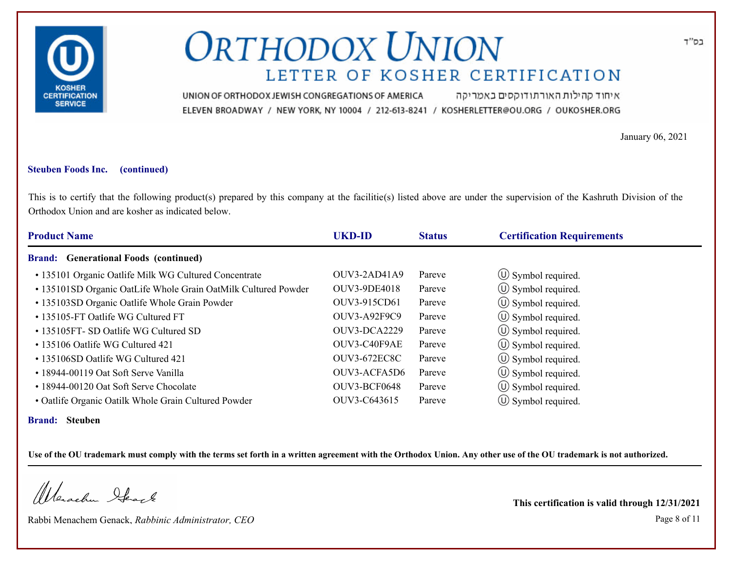בס"ד

# ORTHODOX UNION
## LETTER OF KOSHER CERTIFICATION

UNION OF ORTHODOX JEWISH CONGREGATIONS OF AMERICA איחוד קהילות האורתודוקסים באמריקה
ELEVEN BROADWAY / NEW YORK, NY 10004 / 212-613-8241 / KOSHERLETTER@OU.ORG / OUKOSHER.ORG

January 06, 2021

**Steuben Foods Inc. (continued)**

This is to certify that the following product(s) prepared by this company at the facilitie(s) listed above are under the supervision of the Kashruth Division of the Orthodox Union and are kosher as indicated below.

| Product Name | UKD-ID | Status | Certification Requirements |
|---|---|---|---|
| **Brand: Generational Foods (continued)** | | | |
| • 135101 Organic Oatlife Milk WG Cultured Concentrate | OUV3-2AD41A9 | Pareve | Ⓤ Symbol required. |
| • 135101SD Organic OatLife Whole Grain OatMilk Cultured Powder | OUV3-9DE4018 | Pareve | Ⓤ Symbol required. |
| • 135103SD Organic Oatlife Whole Grain Powder | OUV3-915CD61 | Pareve | Ⓤ Symbol required. |
| • 135105-FT Oatlife WG Cultured FT | OUV3-A92F9C9 | Pareve | Ⓤ Symbol required. |
| • 135105FT- SD Oatlife WG Cultured SD | OUV3-DCA2229 | Pareve | Ⓤ Symbol required. |
| • 135106 Oatlife WG Cultured 421 | OUV3-C40F9AE | Pareve | Ⓤ Symbol required. |
| • 135106SD Oatlife WG Cultured 421 | OUV3-672EC8C | Pareve | Ⓤ Symbol required. |
| • 18944-00119 Oat Soft Serve Vanilla | OUV3-ACFA5D6 | Pareve | Ⓤ Symbol required. |
| • 18944-00120 Oat Soft Serve Chocolate | OUV3-BCF0648 | Pareve | Ⓤ Symbol required. |
| • Oatlife Organic Oatilk Whole Grain Cultured Powder | OUV3-C643615 | Pareve | Ⓤ Symbol required. |
| **Brand: Steuben** | | | |

**Use of the OU trademark must comply with the terms set forth in a written agreement with the Orthodox Union. Any other use of the OU trademark is not authorized.**

Rabbi Menachem Genack, *Rabbinic Administrator, CEO*

**This certification is valid through 12/31/2021**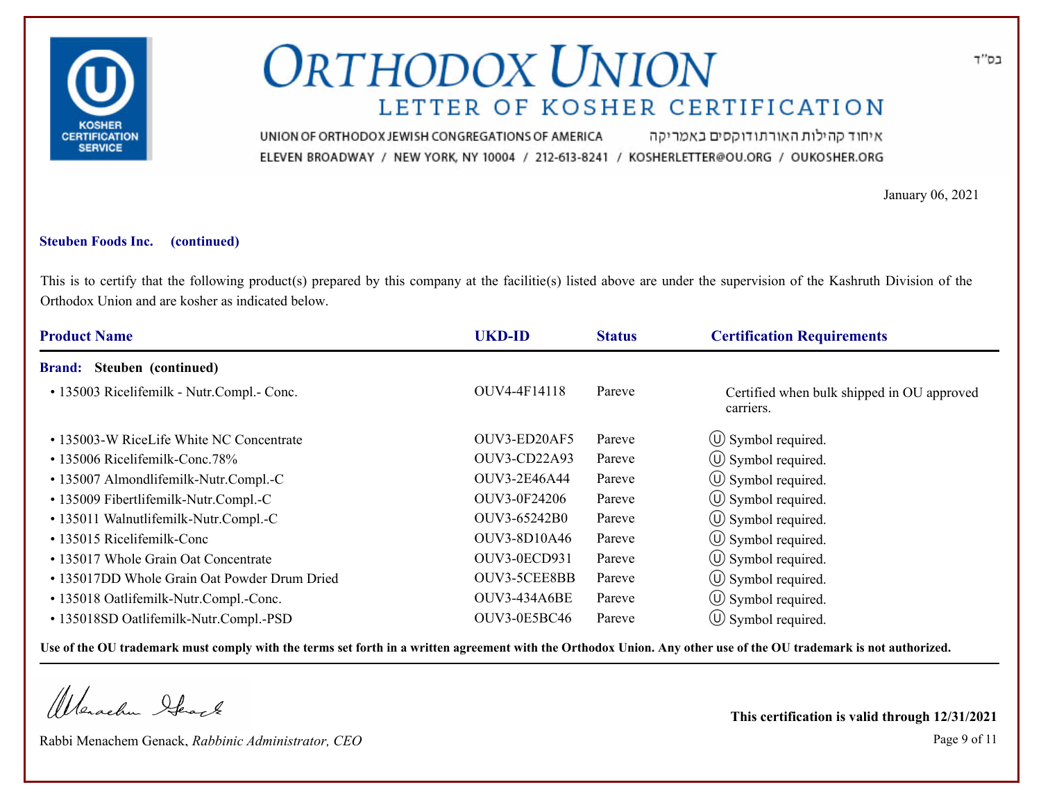בס"ד

# ORTHODOX UNION

## LETTER OF KOSHER CERTIFICATION

UNION OF ORTHODOX JEWISH CONGREGATIONS OF AMERICA איחוד קהילות האורתודוקסים באמריקה

ELEVEN BROADWAY / NEW YORK, NY 10004 / 212-613-8241 / KOSHERLETTER@OU.ORG / OUKOSHER.ORG

January 06, 2021

**Steuben Foods Inc. (continued)**

This is to certify that the following product(s) prepared by this company at the facilitie(s) listed above are under the supervision of the Kashruth Division of the Orthodox Union and are kosher as indicated below.

| Product Name | UKD-ID | Status | Certification Requirements |
|---|---|---|---|
| **Brand: Steuben (continued)** | | | |
| • 135003 Ricelifemilk - Nutr.Compl.- Conc. | OUV4-4F14118 | Pareve | Certified when bulk shipped in OU approved carriers. |
| • 135003-W RiceLife White NC Concentrate | OUV3-ED20AF5 | Pareve | Ⓤ Symbol required. |
| • 135006 Ricelifemilk-Conc.78% | OUV3-CD22A93 | Pareve | Ⓤ Symbol required. |
| • 135007 Almondlifemilk-Nutr.Compl.-C | OUV3-2E46A44 | Pareve | Ⓤ Symbol required. |
| • 135009 Fibertlifemilk-Nutr.Compl.-C | OUV3-0F24206 | Pareve | Ⓤ Symbol required. |
| • 135011 Walnutlifemilk-Nutr.Compl.-C | OUV3-65242B0 | Pareve | Ⓤ Symbol required. |
| • 135015 Ricelifemilk-Conc | OUV3-8D10A46 | Pareve | Ⓤ Symbol required. |
| • 135017 Whole Grain Oat Concentrate | OUV3-0ECD931 | Pareve | Ⓤ Symbol required. |
| • 135017DD Whole Grain Oat Powder Drum Dried | OUV3-5CEE8BB | Pareve | Ⓤ Symbol required. |
| • 135018 Oatlifemilk-Nutr.Compl.-Conc. | OUV3-434A6BE | Pareve | Ⓤ Symbol required. |
| • 135018SD Oatlifemilk-Nutr.Compl.-PSD | OUV3-0E5BC46 | Pareve | Ⓤ Symbol required. |

**Use of the OU trademark must comply with the terms set forth in a written agreement with the Orthodox Union. Any other use of the OU trademark is not authorized.**

Rabbi Menachem Genack, *Rabbinic Administrator, CEO*

**This certification is valid through 12/31/2021**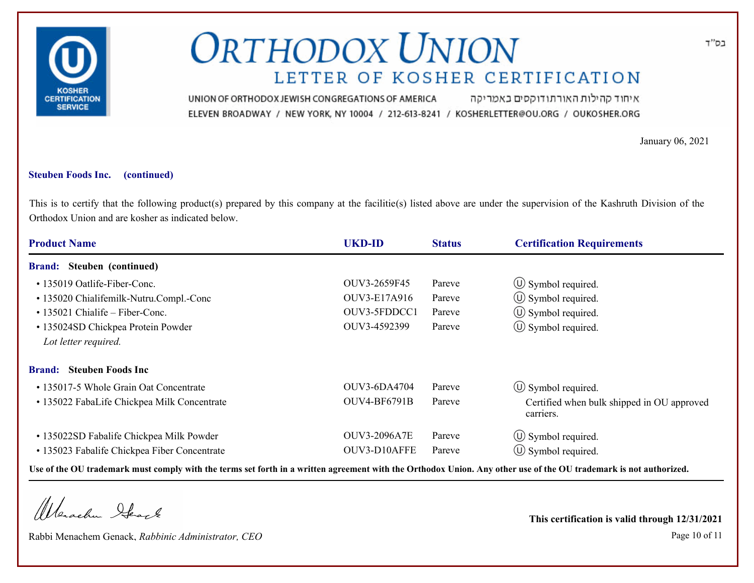# ORTHODOX UNION

## LETTER OF KOSHER CERTIFICATION

UNION OF ORTHODOX JEWISH CONGREGATIONS OF AMERICA איחוד קהילות האורתודוקסים באמריקה

ELEVEN BROADWAY / NEW YORK, NY 10004 / 212-613-8241 / KOSHERLETTER@OU.ORG / OUKOSHER.ORG

בס"ד

January 06, 2021

**Steuben Foods Inc. (continued)**

This is to certify that the following product(s) prepared by this company at the facilitie(s) listed above are under the supervision of the Kashruth Division of the Orthodox Union and are kosher as indicated below.

| Product Name | UKD-ID | Status | Certification Requirements |
|---|---|---|---|
| **Brand: Steuben (continued)** | | | |
| • 135019 Oatlife-Fiber-Conc. | OUV3-2659F45 | Pareve | Ⓤ Symbol required. |
| • 135020 Chialifemilk-Nutru.Compl.-Conc | OUV3-E17A916 | Pareve | Ⓤ Symbol required. |
| • 135021 Chialife – Fiber-Conc. | OUV3-5FDDCC1 | Pareve | Ⓤ Symbol required. |
| • 135024SD Chickpea Protein Powder *Lot letter required.* | OUV3-4592399 | Pareve | Ⓤ Symbol required. |
| **Brand: Steuben Foods Inc** | | | |
| • 135017-5 Whole Grain Oat Concentrate | OUV3-6DA4704 | Pareve | Ⓤ Symbol required. |
| • 135022 FabaLife Chickpea Milk Concentrate | OUV4-BF6791B | Pareve | Certified when bulk shipped in OU approved carriers. |
| • 135022SD Fabalife Chickpea Milk Powder | OUV3-2096A7E | Pareve | Ⓤ Symbol required. |
| • 135023 Fabalife Chickpea Fiber Concentrate | OUV3-D10AFFE | Pareve | Ⓤ Symbol required. |

**Use of the OU trademark must comply with the terms set forth in a written agreement with the Orthodox Union. Any other use of the OU trademark is not authorized.**

Rabbi Menachem Genack, *Rabbinic Administrator, CEO*

**This certification is valid through 12/31/2021**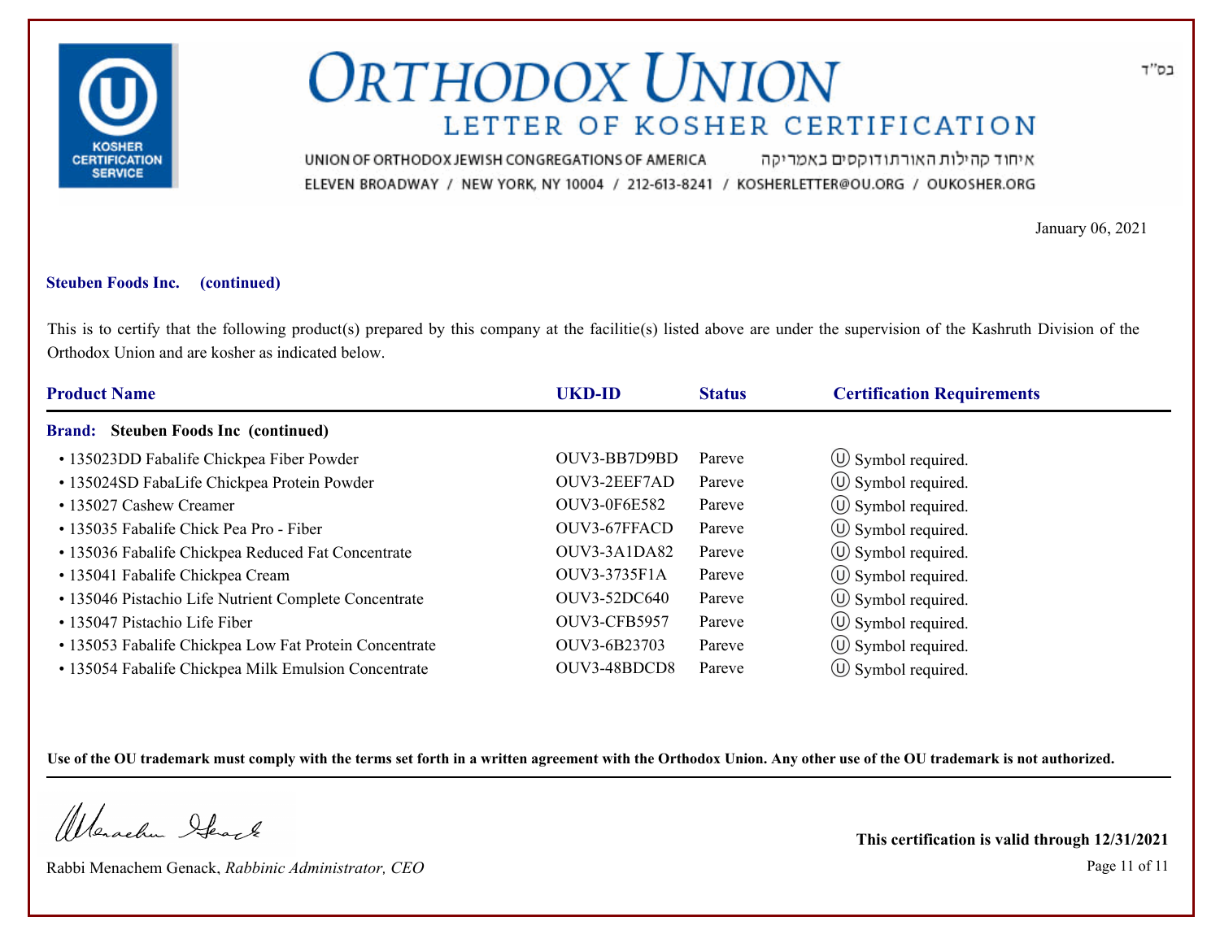# ORTHODOX UNION

## LETTER OF KOSHER CERTIFICATION

UNION OF ORTHODOX JEWISH CONGREGATIONS OF AMERICA איחוד קהילות האורתודוקסים באמריקה

ELEVEN BROADWAY / NEW YORK, NY 10004 / 212-613-8241 / KOSHERLETTER@OU.ORG / OUKOSHER.ORG

בס"ד

January 06, 2021

**Steuben Foods Inc. (continued)**

This is to certify that the following product(s) prepared by this company at the facilitie(s) listed above are under the supervision of the Kashruth Division of the Orthodox Union and are kosher as indicated below.

| Product Name | UKD-ID | Status | Certification Requirements |
|---|---|---|---|
| **Brand: Steuben Foods Inc (continued)** | | | |
| • 135023DD Fabalife Chickpea Fiber Powder | OUV3-BB7D9BD | Pareve | Ⓤ Symbol required. |
| • 135024SD FabaLife Chickpea Protein Powder | OUV3-2EEF7AD | Pareve | Ⓤ Symbol required. |
| • 135027 Cashew Creamer | OUV3-0F6E582 | Pareve | Ⓤ Symbol required. |
| • 135035 Fabalife Chick Pea Pro - Fiber | OUV3-67FFACD | Pareve | Ⓤ Symbol required. |
| • 135036 Fabalife Chickpea Reduced Fat Concentrate | OUV3-3A1DA82 | Pareve | Ⓤ Symbol required. |
| • 135041 Fabalife Chickpea Cream | OUV3-3735F1A | Pareve | Ⓤ Symbol required. |
| • 135046 Pistachio Life Nutrient Complete Concentrate | OUV3-52DC640 | Pareve | Ⓤ Symbol required. |
| • 135047 Pistachio Life Fiber | OUV3-CFB5957 | Pareve | Ⓤ Symbol required. |
| • 135053 Fabalife Chickpea Low Fat Protein Concentrate | OUV3-6B23703 | Pareve | Ⓤ Symbol required. |
| • 135054 Fabalife Chickpea Milk Emulsion Concentrate | OUV3-48BDCD8 | Pareve | Ⓤ Symbol required. |

**Use of the OU trademark must comply with the terms set forth in a written agreement with the Orthodox Union. Any other use of the OU trademark is not authorized.**

Rabbi Menachem Genack, *Rabbinic Administrator, CEO*

**This certification is valid through 12/31/2021**